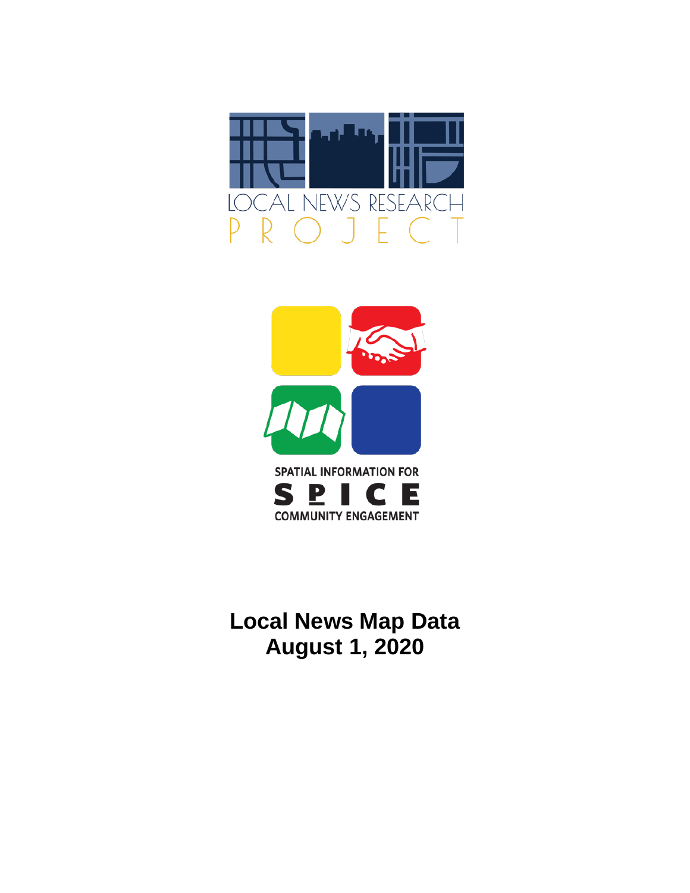LOCAL NEWS RESEARCH

PROJECT

SPATIAL INFORMATION FOR

SPICE

COMMUNITY ENGAGEMENT

# Local News Map Data

# August 1, 2020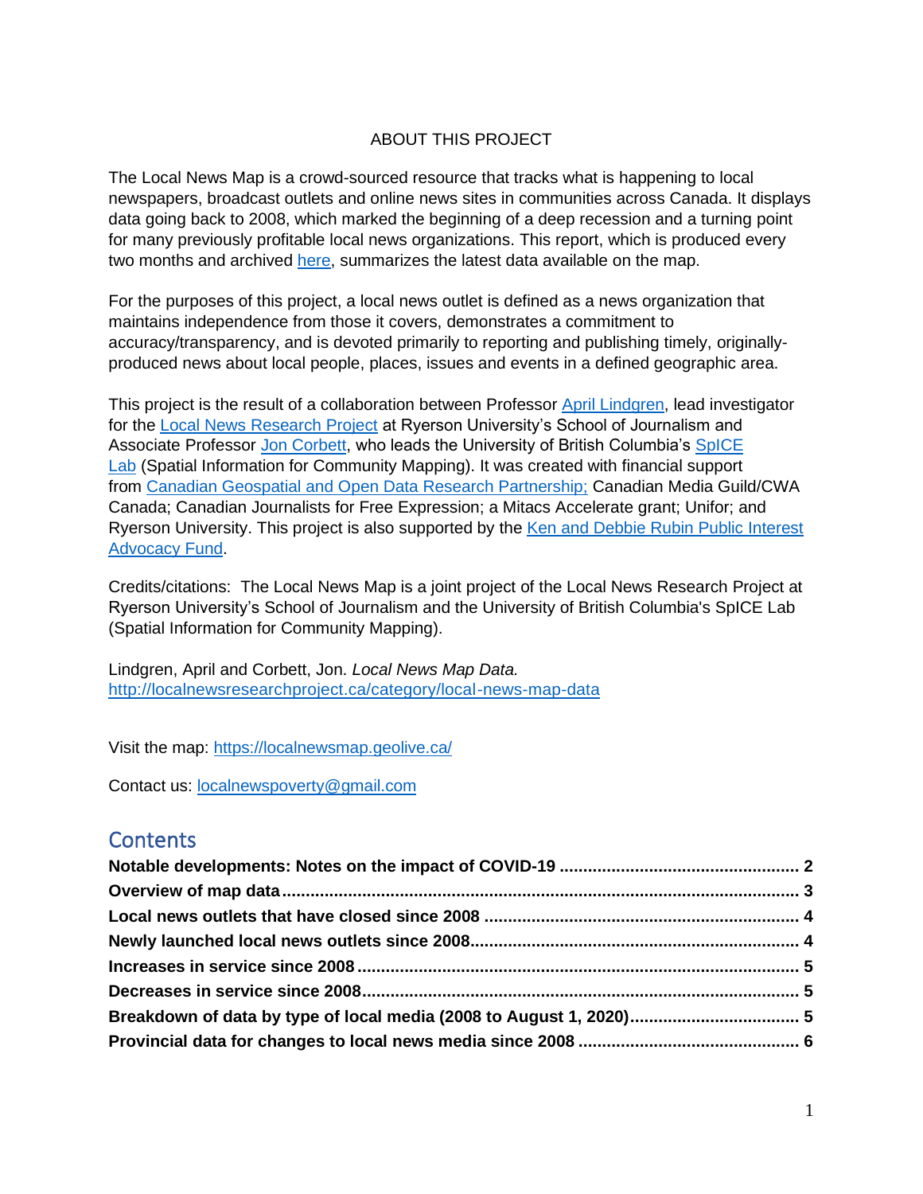ABOUT THIS PROJECT

The Local News Map is a crowd-sourced resource that tracks what is happening to local newspapers, broadcast outlets and online news sites in communities across Canada. It displays data going back to 2008, which marked the beginning of a deep recession and a turning point for many previously profitable local news organizations. This report, which is produced every two months and archived here, summarizes the latest data available on the map.

For the purposes of this project, a local news outlet is defined as a news organization that maintains independence from those it covers, demonstrates a commitment to accuracy/transparency, and is devoted primarily to reporting and publishing timely, originally-produced news about local people, places, issues and events in a defined geographic area.

This project is the result of a collaboration between Professor April Lindgren, lead investigator for the Local News Research Project at Ryerson University's School of Journalism and Associate Professor Jon Corbett, who leads the University of British Columbia's SpICE Lab (Spatial Information for Community Mapping). It was created with financial support from Canadian Geospatial and Open Data Research Partnership; Canadian Media Guild/CWA Canada; Canadian Journalists for Free Expression; a Mitacs Accelerate grant; Unifor; and Ryerson University. This project is also supported by the Ken and Debbie Rubin Public Interest Advocacy Fund.

Credits/citations: The Local News Map is a joint project of the Local News Research Project at Ryerson University's School of Journalism and the University of British Columbia's SpICE Lab (Spatial Information for Community Mapping).

Lindgren, April and Corbett, Jon. *Local News Map Data.* http://localnewsresearchproject.ca/category/local-news-map-data

Visit the map: https://localnewsmap.geolive.ca/

Contact us: localnewspoverty@gmail.com

## Contents

**Notable developments: Notes on the impact of COVID-19 .................. 2**
**Overview of map data .................. 3**
**Local news outlets that have closed since 2008 .................. 4**
**Newly launched local news outlets since 2008 .................. 4**
**Increases in service since 2008 .................. 5**
**Decreases in service since 2008 .................. 5**
**Breakdown of data by type of local media (2008 to August 1, 2020) .................. 5**
**Provincial data for changes to local news media since 2008 .................. 6**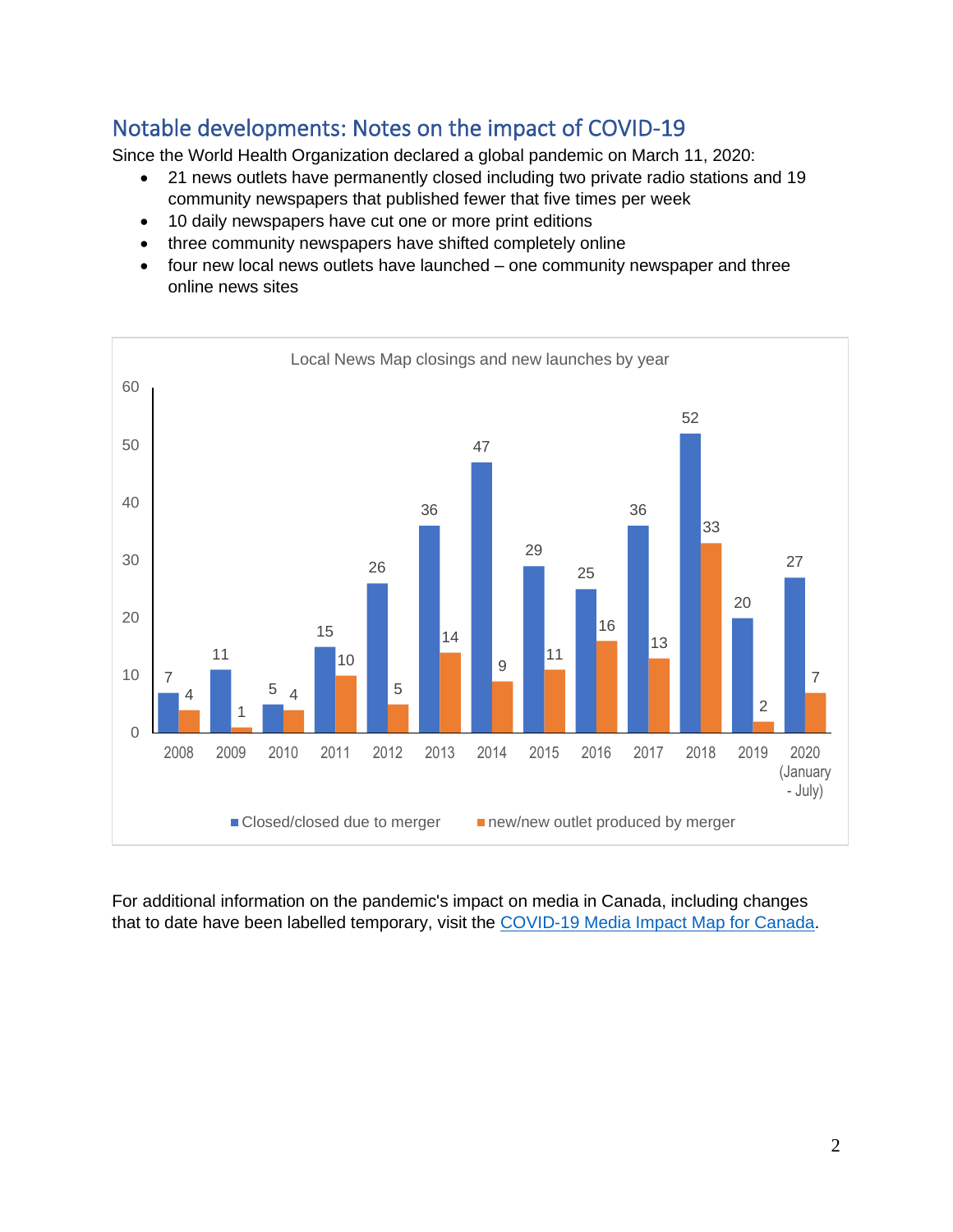## Notable developments: Notes on the impact of COVID-19

Since the World Health Organization declared a global pandemic on March 11, 2020:

- 21 news outlets have permanently closed including two private radio stations and 19 community newspapers that published fewer that five times per week
- 10 daily newspapers have cut one or more print editions
- three community newspapers have shifted completely online
- four new local news outlets have launched – one community newspaper and three online news sites

Local News Map closings and new launches by year

| Year | Closed/closed due to merger | new/new outlet produced by merger |
|---|---|---|
| 2008 | 7 | 4 |
| 2009 | 11 | 1 |
| 2010 | 5 | 4 |
| 2011 | 15 | 10 |
| 2012 | 26 | 5 |
| 2013 | 36 | 14 |
| 2014 | 47 | 9 |
| 2015 | 29 | 11 |
| 2016 | 25 | 16 |
| 2017 | 36 | 13 |
| 2018 | 52 | 33 |
| 2019 | 20 | 2 |
| 2020 (January - July) | 27 | 7 |

For additional information on the pandemic's impact on media in Canada, including changes that to date have been labelled temporary, visit the [COVID-19 Media Impact Map for Canada](COVID-19 Media Impact Map for Canada).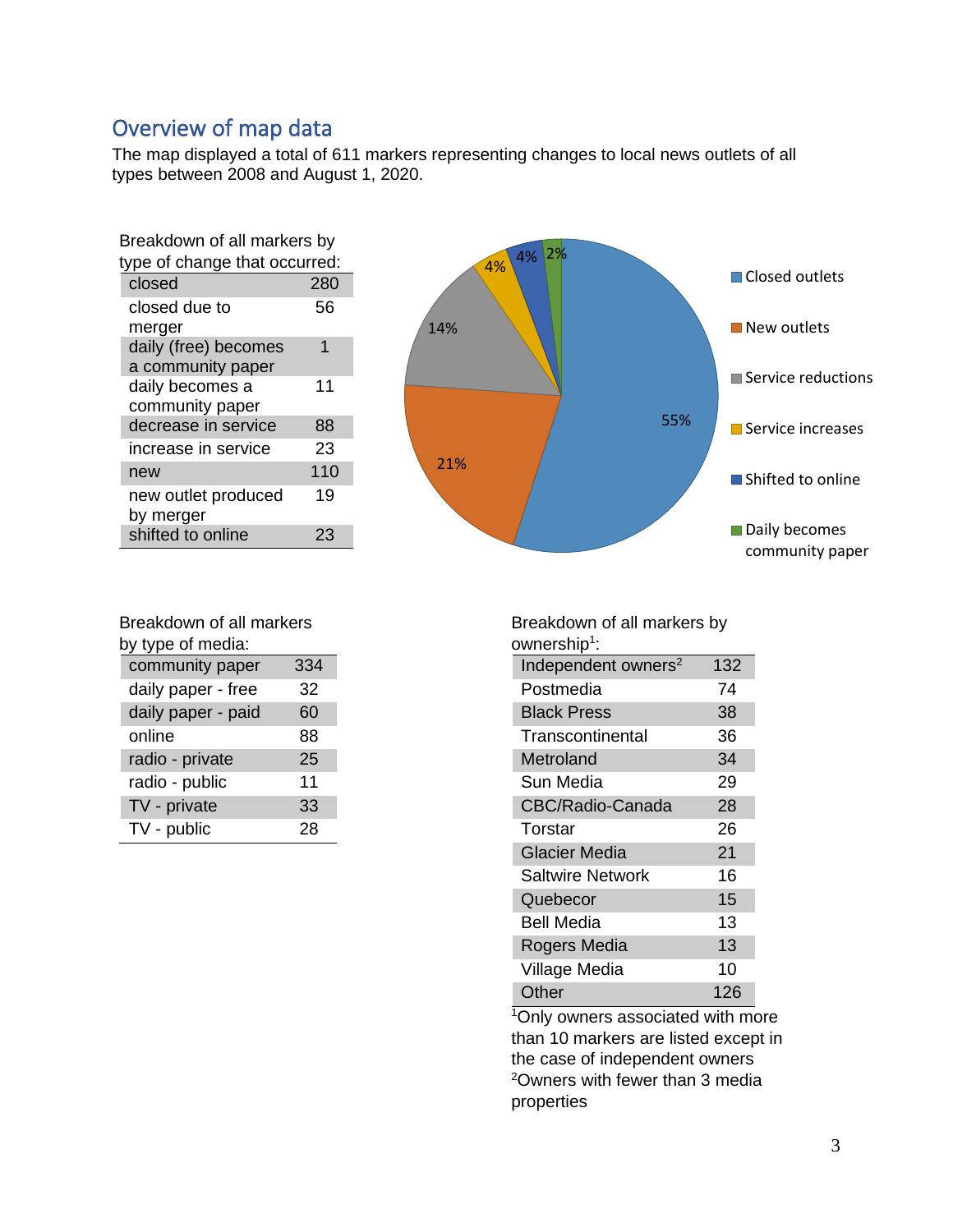## Overview of map data

The map displayed a total of 611 markers representing changes to local news outlets of all types between 2008 and August 1, 2020.

Breakdown of all markers by type of change that occurred:

| | |
|---|---|
| closed | 280 |
| closed due to merger | 56 |
| daily (free) becomes a community paper | 1 |
| daily becomes a community paper | 11 |
| decrease in service | 88 |
| increase in service | 23 |
| new | 110 |
| new outlet produced by merger | 19 |
| shifted to online | 23 |

Closed outlets 55%; New outlets 21%; Service reductions 14%; Service increases 4%; Shifted to online 4%; Daily becomes community paper 2%

Breakdown of all markers by type of media:

| | |
|---|---|
| community paper | 334 |
| daily paper - free | 32 |
| daily paper - paid | 60 |
| online | 88 |
| radio - private | 25 |
| radio - public | 11 |
| TV - private | 33 |
| TV - public | 28 |

Breakdown of all markers by ownership[1]:

| | |
|---|---|
| Independent owners[2] | 132 |
| Postmedia | 74 |
| Black Press | 38 |
| Transcontinental | 36 |
| Metroland | 34 |
| Sun Media | 29 |
| CBC/Radio-Canada | 28 |
| Torstar | 26 |
| Glacier Media | 21 |
| Saltwire Network | 16 |
| Quebecor | 15 |
| Bell Media | 13 |
| Rogers Media | 13 |
| Village Media | 10 |
| Other | 126 |

[1]Only owners associated with more than 10 markers are listed except in the case of independent owners

[2]Owners with fewer than 3 media properties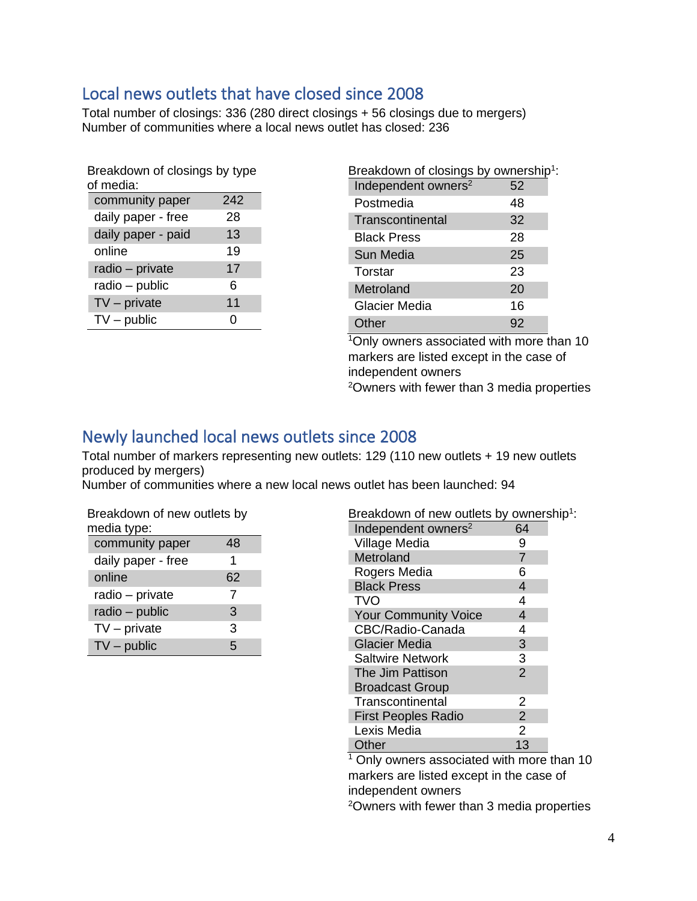## Local news outlets that have closed since 2008

Total number of closings: 336 (280 direct closings + 56 closings due to mergers)
Number of communities where a local news outlet has closed: 236

Breakdown of closings by type of media:

| Type of media | Closings |
|---|---|
| community paper | 242 |
| daily paper - free | 28 |
| daily paper - paid | 13 |
| online | 19 |
| radio – private | 17 |
| radio – public | 6 |
| TV – private | 11 |
| TV – public | 0 |

Breakdown of closings by ownership[1]:

| Owner | Closings |
|---|---|
| Independent owners[2] | 52 |
| Postmedia | 48 |
| Transcontinental | 32 |
| Black Press | 28 |
| Sun Media | 25 |
| Torstar | 23 |
| Metroland | 20 |
| Glacier Media | 16 |
| Other | 92 |

[1]Only owners associated with more than 10 markers are listed except in the case of independent owners
[2]Owners with fewer than 3 media properties

## Newly launched local news outlets since 2008

Total number of markers representing new outlets: 129 (110 new outlets + 19 new outlets produced by mergers)
Number of communities where a new local news outlet has been launched: 94

Breakdown of new outlets by media type:

| Media type | New outlets |
|---|---|
| community paper | 48 |
| daily paper - free | 1 |
| online | 62 |
| radio – private | 7 |
| radio – public | 3 |
| TV – private | 3 |
| TV – public | 5 |

Breakdown of new outlets by ownership[1]:

| Owner | New outlets |
|---|---|
| Independent owners[2] | 64 |
| Village Media | 9 |
| Metroland | 7 |
| Rogers Media | 6 |
| Black Press | 4 |
| TVO | 4 |
| Your Community Voice | 4 |
| CBC/Radio-Canada | 4 |
| Glacier Media | 3 |
| Saltwire Network | 3 |
| The Jim Pattison Broadcast Group | 2 |
| Transcontinental | 2 |
| First Peoples Radio | 2 |
| Lexis Media | 2 |
| Other | 13 |

[1] Only owners associated with more than 10 markers are listed except in the case of independent owners
[2]Owners with fewer than 3 media properties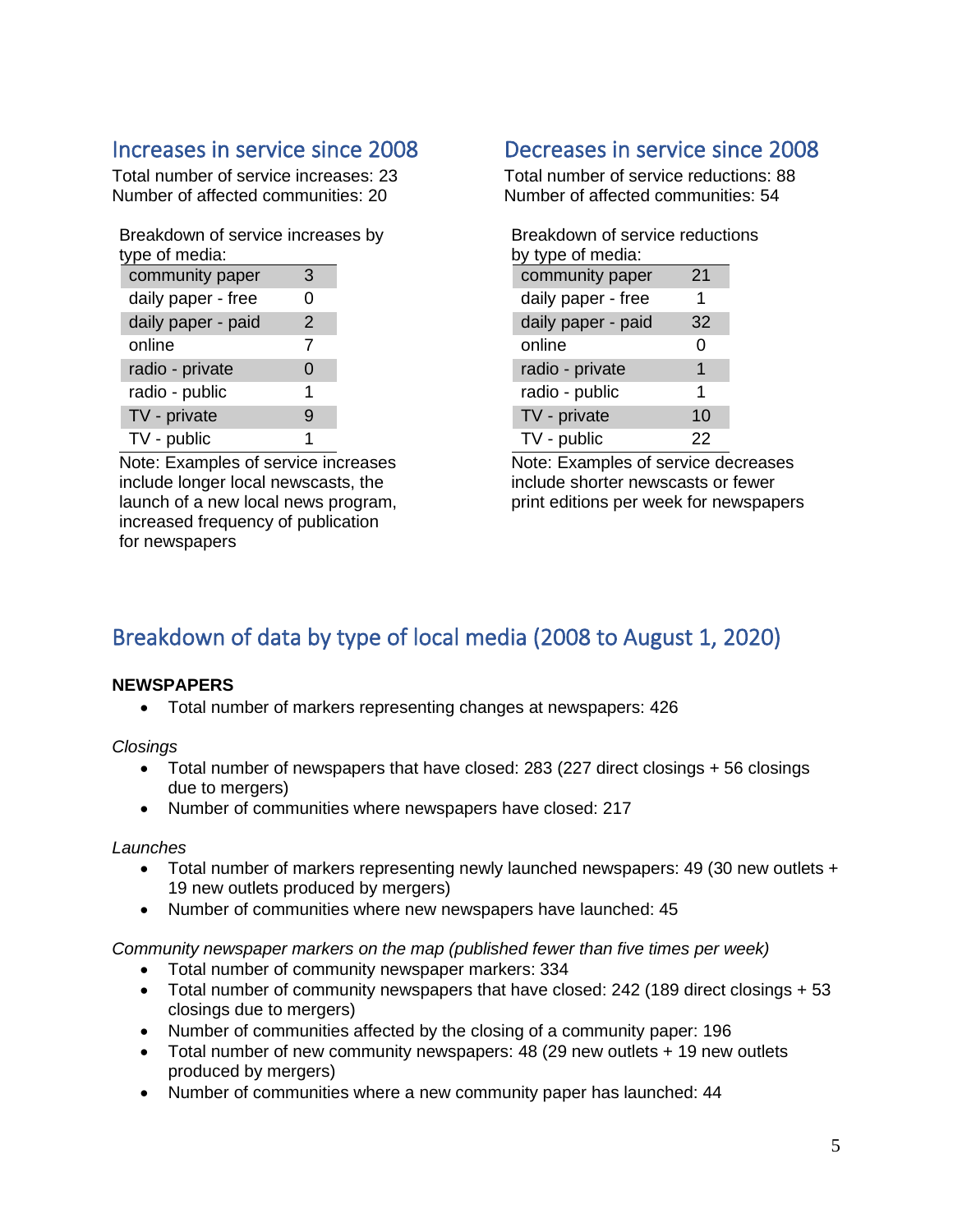## Increases in service since 2008

Total number of service increases: 23
Number of affected communities: 20

Breakdown of service increases by type of media:

| type of media | |
|---|---|
| community paper | 3 |
| daily paper - free | 0 |
| daily paper - paid | 2 |
| online | 7 |
| radio - private | 0 |
| radio - public | 1 |
| TV - private | 9 |
| TV - public | 1 |

Note: Examples of service increases include longer local newscasts, the launch of a new local news program, increased frequency of publication for newspapers

## Decreases in service since 2008

Total number of service reductions: 88
Number of affected communities: 54

Breakdown of service reductions by type of media:

| type of media | |
|---|---|
| community paper | 21 |
| daily paper - free | 1 |
| daily paper - paid | 32 |
| online | 0 |
| radio - private | 1 |
| radio - public | 1 |
| TV - private | 10 |
| TV - public | 22 |

Note: Examples of service decreases include shorter newscasts or fewer print editions per week for newspapers

## Breakdown of data by type of local media (2008 to August 1, 2020)

**NEWSPAPERS**

- Total number of markers representing changes at newspapers: 426

*Closings*

- Total number of newspapers that have closed: 283 (227 direct closings + 56 closings due to mergers)
- Number of communities where newspapers have closed: 217

*Launches*

- Total number of markers representing newly launched newspapers: 49 (30 new outlets + 19 new outlets produced by mergers)
- Number of communities where new newspapers have launched: 45

*Community newspaper markers on the map (published fewer than five times per week)*

- Total number of community newspaper markers: 334
- Total number of community newspapers that have closed: 242 (189 direct closings + 53 closings due to mergers)
- Number of communities affected by the closing of a community paper: 196
- Total number of new community newspapers: 48 (29 new outlets + 19 new outlets produced by mergers)
- Number of communities where a new community paper has launched: 44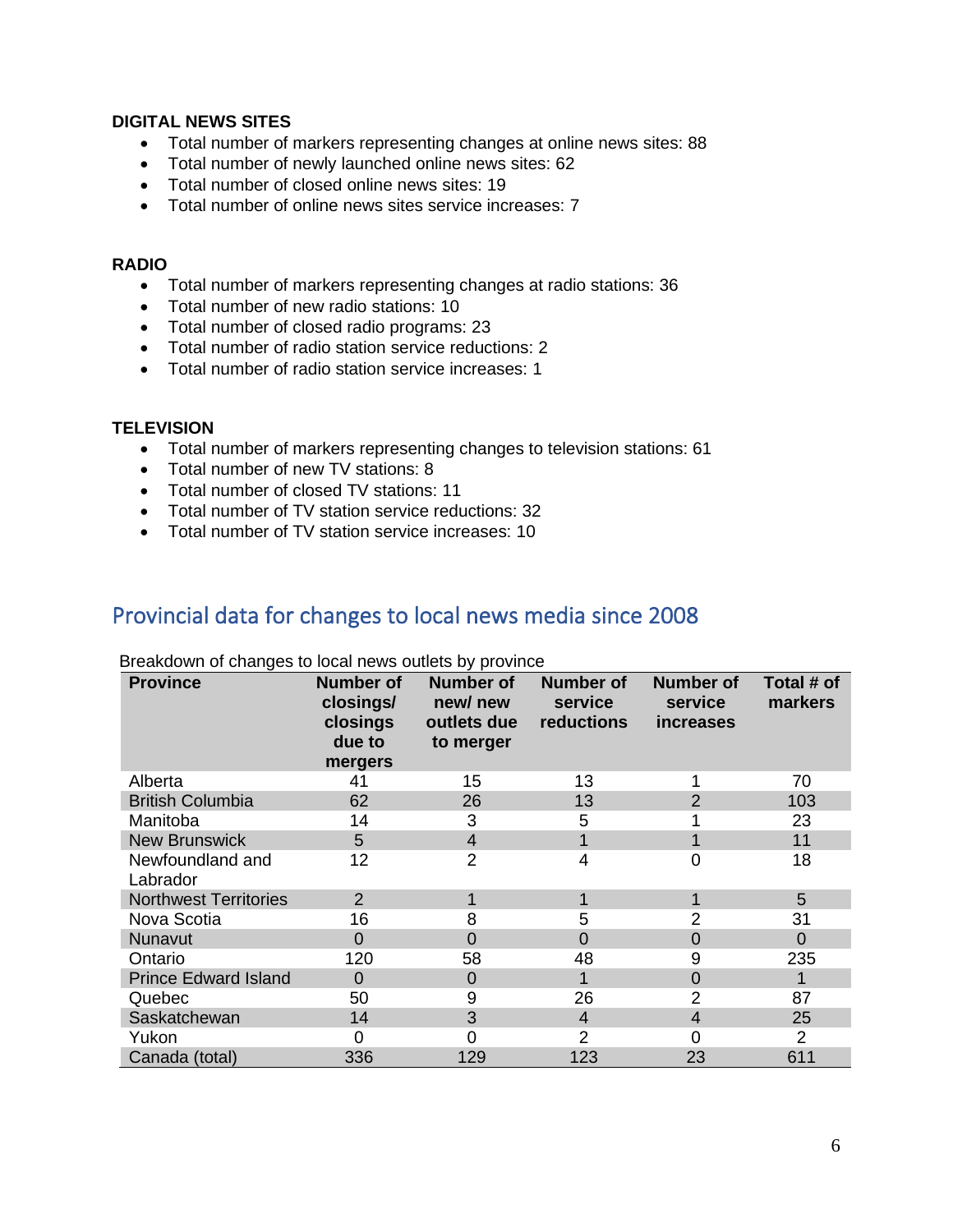**DIGITAL NEWS SITES**

- Total number of markers representing changes at online news sites: 88
- Total number of newly launched online news sites: 62
- Total number of closed online news sites: 19
- Total number of online news sites service increases: 7

**RADIO**

- Total number of markers representing changes at radio stations: 36
- Total number of new radio stations: 10
- Total number of closed radio programs: 23
- Total number of radio station service reductions: 2
- Total number of radio station service increases: 1

**TELEVISION**

- Total number of markers representing changes to television stations: 61
- Total number of new TV stations: 8
- Total number of closed TV stations: 11
- Total number of TV station service reductions: 32
- Total number of TV station service increases: 10

## Provincial data for changes to local news media since 2008

Breakdown of changes to local news outlets by province

| Province | Number of closings/ closings due to mergers | Number of new/ new outlets due to merger | Number of service reductions | Number of service increases | Total # of markers |
|---|---|---|---|---|---|
| Alberta | 41 | 15 | 13 | 1 | 70 |
| British Columbia | 62 | 26 | 13 | 2 | 103 |
| Manitoba | 14 | 3 | 5 | 1 | 23 |
| New Brunswick | 5 | 4 | 1 | 1 | 11 |
| Newfoundland and Labrador | 12 | 2 | 4 | 0 | 18 |
| Northwest Territories | 2 | 1 | 1 | 1 | 5 |
| Nova Scotia | 16 | 8 | 5 | 2 | 31 |
| Nunavut | 0 | 0 | 0 | 0 | 0 |
| Ontario | 120 | 58 | 48 | 9 | 235 |
| Prince Edward Island | 0 | 0 | 1 | 0 | 1 |
| Quebec | 50 | 9 | 26 | 2 | 87 |
| Saskatchewan | 14 | 3 | 4 | 4 | 25 |
| Yukon | 0 | 0 | 2 | 0 | 2 |
| Canada (total) | 336 | 129 | 123 | 23 | 611 |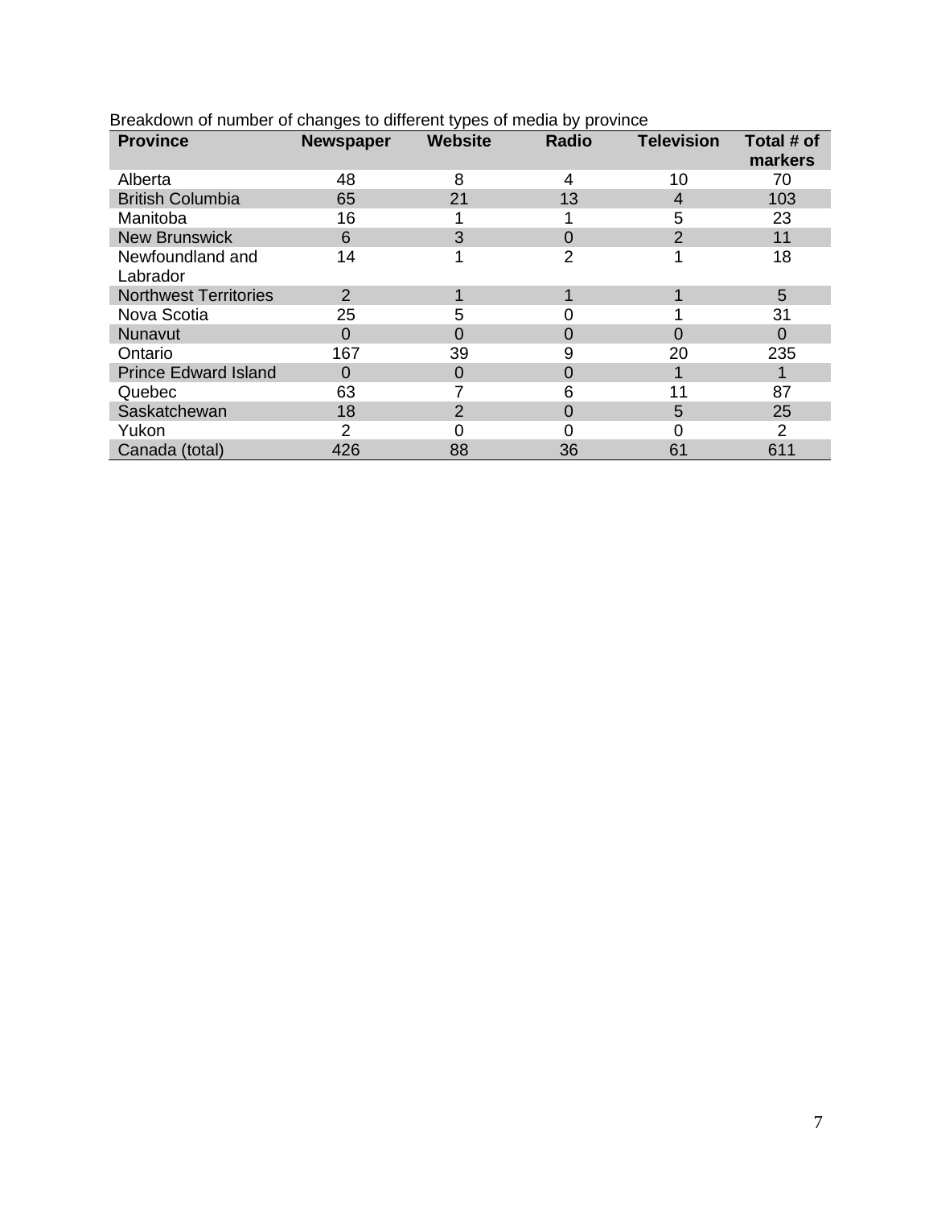Breakdown of number of changes to different types of media by province

| Province | Newspaper | Website | Radio | Television | Total # of markers |
|---|---|---|---|---|---|
| Alberta | 48 | 8 | 4 | 10 | 70 |
| British Columbia | 65 | 21 | 13 | 4 | 103 |
| Manitoba | 16 | 1 | 1 | 5 | 23 |
| New Brunswick | 6 | 3 | 0 | 2 | 11 |
| Newfoundland and Labrador | 14 | 1 | 2 | 1 | 18 |
| Northwest Territories | 2 | 1 | 1 | 1 | 5 |
| Nova Scotia | 25 | 5 | 0 | 1 | 31 |
| Nunavut | 0 | 0 | 0 | 0 | 0 |
| Ontario | 167 | 39 | 9 | 20 | 235 |
| Prince Edward Island | 0 | 0 | 0 | 1 | 1 |
| Quebec | 63 | 7 | 6 | 11 | 87 |
| Saskatchewan | 18 | 2 | 0 | 5 | 25 |
| Yukon | 2 | 0 | 0 | 0 | 2 |
| Canada (total) | 426 | 88 | 36 | 61 | 611 |